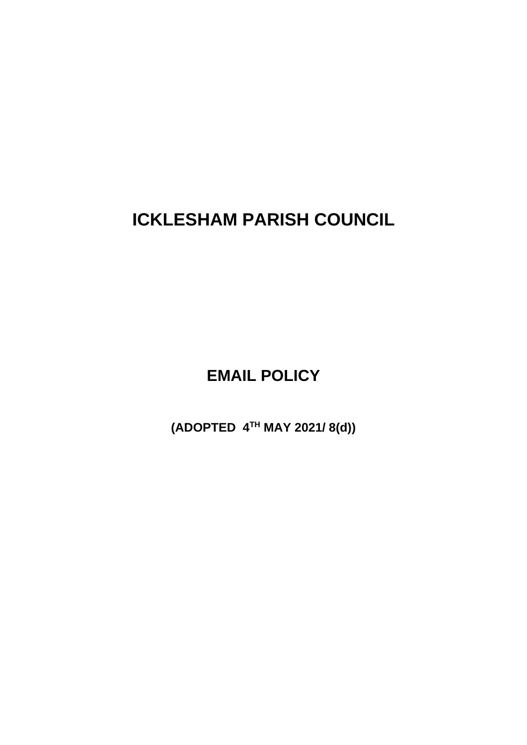# ICKLESHAM PARISH COUNCIL

## EMAIL POLICY

**(ADOPTED 4TH MAY 2021/ 8(d))**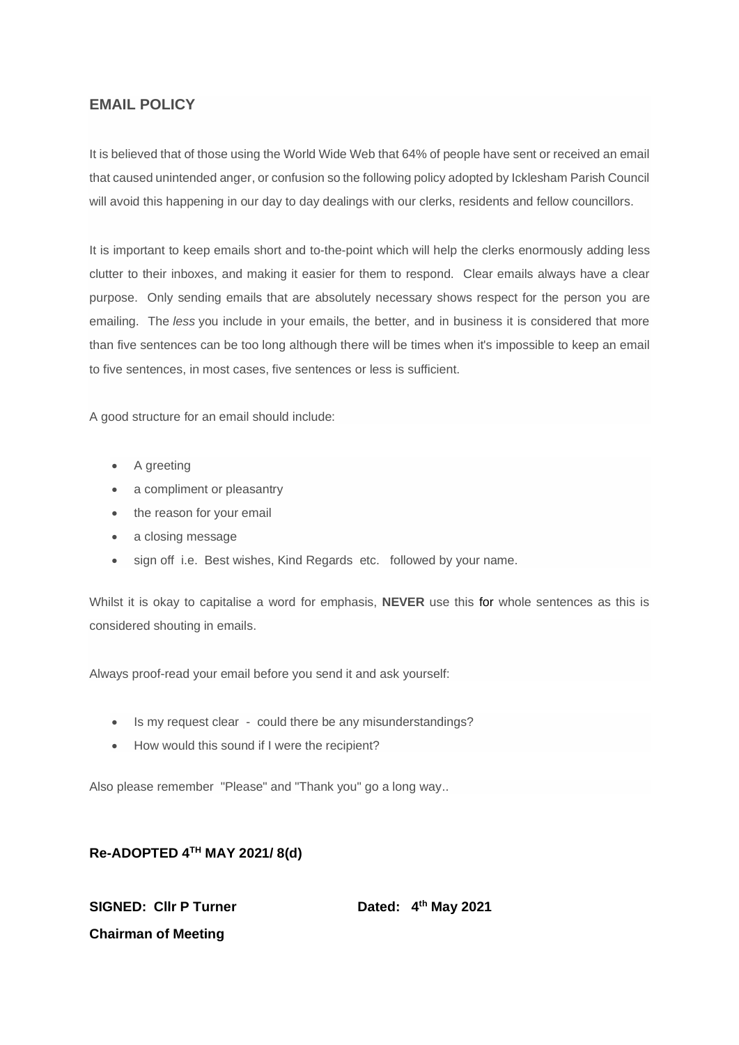## EMAIL POLICY

It is believed that of those using the World Wide Web that 64% of people have sent or received an email that caused unintended anger, or confusion so the following policy adopted by Icklesham Parish Council will avoid this happening in our day to day dealings with our clerks, residents and fellow councillors.

It is important to keep emails short and to-the-point which will help the clerks enormously adding less clutter to their inboxes, and making it easier for them to respond. Clear emails always have a clear purpose. Only sending emails that are absolutely necessary shows respect for the person you are emailing. The *less* you include in your emails, the better, and in business it is considered that more than five sentences can be too long although there will be times when it's impossible to keep an email to five sentences, in most cases, five sentences or less is sufficient.

A good structure for an email should include:

- A greeting
- a compliment or pleasantry
- the reason for your email
- a closing message
- sign off i.e. Best wishes, Kind Regards etc. followed by your name.

Whilst it is okay to capitalise a word for emphasis, **NEVER** use this for whole sentences as this is considered shouting in emails.

Always proof-read your email before you send it and ask yourself:

- Is my request clear - could there be any misunderstandings?
- How would this sound if I were the recipient?

Also please remember "Please" and "Thank you" go a long way..

**Re-ADOPTED 4TH MAY 2021/ 8(d)**

**SIGNED: Cllr P Turner** **Dated: 4th May 2021**

**Chairman of Meeting**